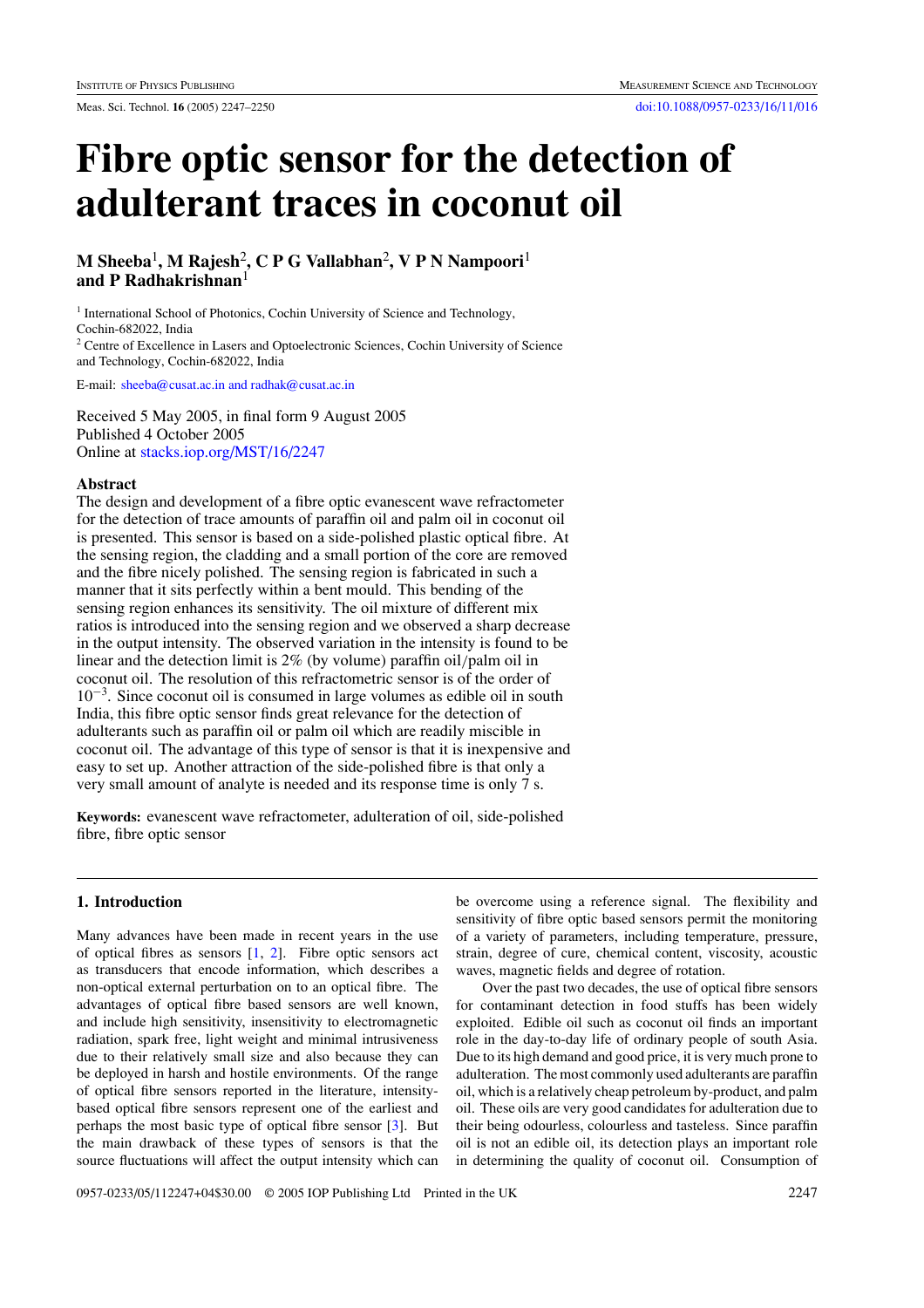# Fibre optic sensor for the detection of adulterant traces in coconut oil

**M Sheeba[1], M Rajesh[2], C P G Vallabhan[2], V P N Nampoori[1] and P Radhakrishnan[1]**

[1] International School of Photonics, Cochin University of Science and Technology, Cochin-682022, India

[2] Centre of Excellence in Lasers and Optoelectronic Sciences, Cochin University of Science and Technology, Cochin-682022, India

E-mail: sheeba@cusat.ac.in and radhak@cusat.ac.in

Received 5 May 2005, in final form 9 August 2005
Published 4 October 2005
Online at stacks.iop.org/MST/16/2247

## Abstract

The design and development of a fibre optic evanescent wave refractometer for the detection of trace amounts of paraffin oil and palm oil in coconut oil is presented. This sensor is based on a side-polished plastic optical fibre. At the sensing region, the cladding and a small portion of the core are removed and the fibre nicely polished. The sensing region is fabricated in such a manner that it sits perfectly within a bent mould. This bending of the sensing region enhances its sensitivity. The oil mixture of different mix ratios is introduced into the sensing region and we observed a sharp decrease in the output intensity. The observed variation in the intensity is found to be linear and the detection limit is 2% (by volume) paraffin oil/palm oil in coconut oil. The resolution of this refractometric sensor is of the order of $10^{-3}$. Since coconut oil is consumed in large volumes as edible oil in south India, this fibre optic sensor finds great relevance for the detection of adulterants such as paraffin oil or palm oil which are readily miscible in coconut oil. The advantage of this type of sensor is that it is inexpensive and easy to set up. Another attraction of the side-polished fibre is that only a very small amount of analyte is needed and its response time is only 7 s.

**Keywords:** evanescent wave refractometer, adulteration of oil, side-polished fibre, fibre optic sensor

## 1. Introduction

Many advances have been made in recent years in the use of optical fibres as sensors [1, 2]. Fibre optic sensors act as transducers that encode information, which describes a non-optical external perturbation on to an optical fibre. The advantages of optical fibre based sensors are well known, and include high sensitivity, insensitivity to electromagnetic radiation, spark free, light weight and minimal intrusiveness due to their relatively small size and also because they can be deployed in harsh and hostile environments. Of the range of optical fibre sensors reported in the literature, intensity-based optical fibre sensors represent one of the earliest and perhaps the most basic type of optical fibre sensor [3]. But the main drawback of these types of sensors is that the source fluctuations will affect the output intensity which can be overcome using a reference signal. The flexibility and sensitivity of fibre optic based sensors permit the monitoring of a variety of parameters, including temperature, pressure, strain, degree of cure, chemical content, viscosity, acoustic waves, magnetic fields and degree of rotation.

Over the past two decades, the use of optical fibre sensors for contaminant detection in food stuffs has been widely exploited. Edible oil such as coconut oil finds an important role in the day-to-day life of ordinary people of south Asia. Due to its high demand and good price, it is very much prone to adulteration. The most commonly used adulterants are paraffin oil, which is a relatively cheap petroleum by-product, and palm oil. These oils are very good candidates for adulteration due to their being odourless, colourless and tasteless. Since paraffin oil is not an edible oil, its detection plays an important role in determining the quality of coconut oil. Consumption of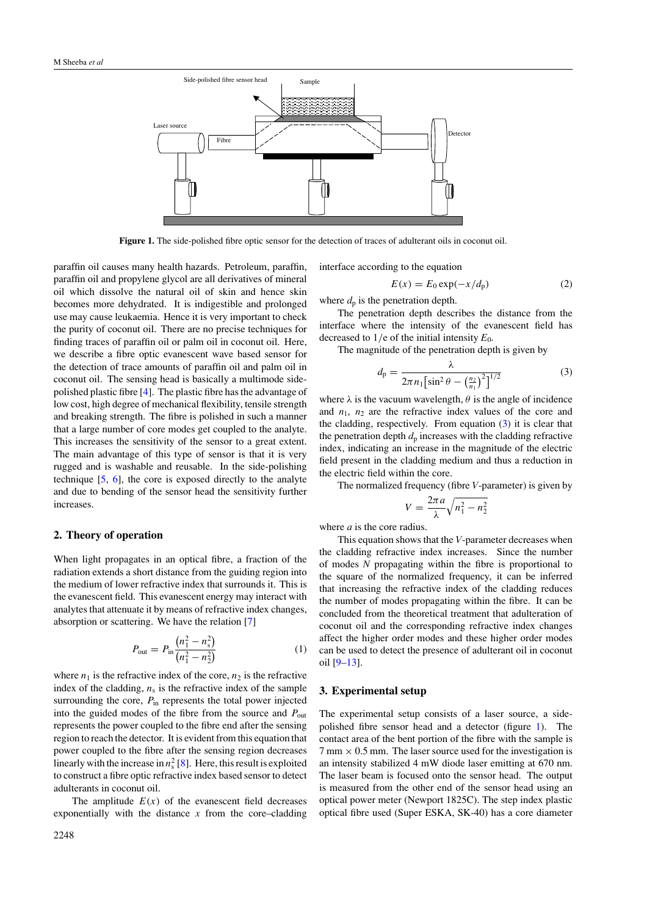Figure 1. The side-polished fibre optic sensor for the detection of traces of adulterant oils in coconut oil.

paraffin oil causes many health hazards. Petroleum, paraffin, paraffin oil and propylene glycol are all derivatives of mineral oil which dissolve the natural oil of skin and hence skin becomes more dehydrated. It is indigestible and prolonged use may cause leukaemia. Hence it is very important to check the purity of coconut oil. There are no precise techniques for finding traces of paraffin oil or palm oil in coconut oil. Here, we describe a fibre optic evanescent wave based sensor for the detection of trace amounts of paraffin oil and palm oil in coconut oil. The sensing head is basically a multimode side-polished plastic fibre [4]. The plastic fibre has the advantage of low cost, high degree of mechanical flexibility, tensile strength and breaking strength. The fibre is polished in such a manner that a large number of core modes get coupled to the analyte. This increases the sensitivity of the sensor to a great extent. The main advantage of this type of sensor is that it is very rugged and is washable and reusable. In the side-polishing technique [5, 6], the core is exposed directly to the analyte and due to bending of the sensor head the sensitivity further increases.

## 2. Theory of operation

When light propagates in an optical fibre, a fraction of the radiation extends a short distance from the guiding region into the medium of lower refractive index that surrounds it. This is the evanescent field. This evanescent energy may interact with analytes that attenuate it by means of refractive index changes, absorption or scattering. We have the relation [7]

$$P_{\mathrm{out}} = P_{\mathrm{in}} \frac{\left(n_1^2 - n_s^2\right)}{\left(n_1^2 - n_2^2\right)} \tag{1}$$

where $n_1$ is the refractive index of the core, $n_2$ is the refractive index of the cladding, $n_s$ is the refractive index of the sample surrounding the core, $P_{\mathrm{in}}$ represents the total power injected into the guided modes of the fibre from the source and $P_{\mathrm{out}}$ represents the power coupled to the fibre end after the sensing region to reach the detector. It is evident from this equation that power coupled to the fibre after the sensing region decreases linearly with the increase in $n_s^2$ [8]. Here, this result is exploited to construct a fibre optic refractive index based sensor to detect adulterants in coconut oil.

The amplitude $E(x)$ of the evanescent field decreases exponentially with the distance $x$ from the core–cladding interface according to the equation

$$E(x) = E_0 \exp(-x/d_{\mathrm{p}}) \tag{2}$$

where $d_{\mathrm{p}}$ is the penetration depth.

The penetration depth describes the distance from the interface where the intensity of the evanescent field has decreased to $1/\mathrm{e}$ of the initial intensity $E_0$.

The magnitude of the penetration depth is given by

$$d_{\mathrm{p}} = \frac{\lambda}{2\pi n_1 \left[\sin^2\theta - \left(\frac{n_2}{n_1}\right)^2\right]^{1/2}} \tag{3}$$

where $\lambda$ is the vacuum wavelength, $\theta$ is the angle of incidence and $n_1$, $n_2$ are the refractive index values of the core and the cladding, respectively. From equation (3) it is clear that the penetration depth $d_{\mathrm{p}}$ increases with the cladding refractive index, indicating an increase in the magnitude of the electric field present in the cladding medium and thus a reduction in the electric field within the core.

The normalized frequency (fibre $V$-parameter) is given by

$$V = \frac{2\pi a}{\lambda}\sqrt{n_1^2 - n_2^2}$$

where $a$ is the core radius.

This equation shows that the $V$-parameter decreases when the cladding refractive index increases. Since the number of modes $N$ propagating within the fibre is proportional to the square of the normalized frequency, it can be inferred that increasing the refractive index of the cladding reduces the number of modes propagating within the fibre. It can be concluded from the theoretical treatment that adulteration of coconut oil and the corresponding refractive index changes affect the higher order modes and these higher order modes can be used to detect the presence of adulterant oil in coconut oil [9–13].

## 3. Experimental setup

The experimental setup consists of a laser source, a side-polished fibre sensor head and a detector (figure 1). The contact area of the bent portion of the fibre with the sample is 7 mm × 0.5 mm. The laser source used for the investigation is an intensity stabilized 4 mW diode laser emitting at 670 nm. The laser beam is focused onto the sensor head. The output is measured from the other end of the sensor head using an optical power meter (Newport 1825C). The step index plastic optical fibre used (Super ESKA, SK-40) has a core diameter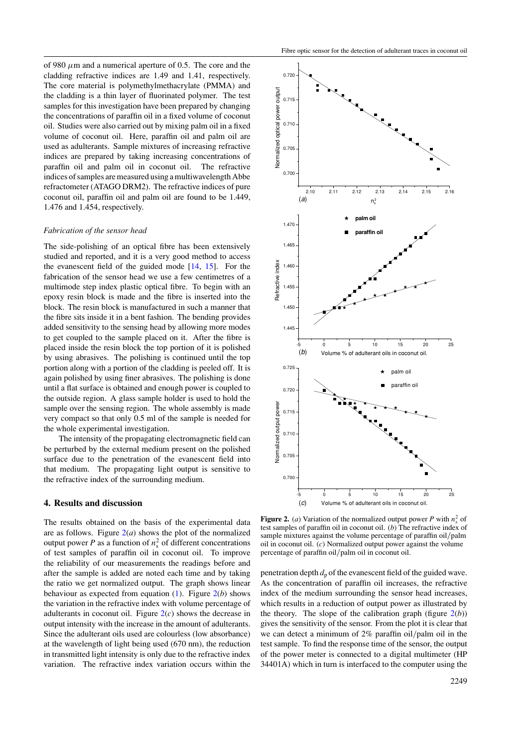of 980 μm and a numerical aperture of 0.5. The core and the cladding refractive indices are 1.49 and 1.41, respectively. The core material is polymethylmethacrylate (PMMA) and the cladding is a thin layer of fluorinated polymer. The test samples for this investigation have been prepared by changing the concentrations of paraffin oil in a fixed volume of coconut oil. Studies were also carried out by mixing palm oil in a fixed volume of coconut oil. Here, paraffin oil and palm oil are used as adulterants. Sample mixtures of increasing refractive indices are prepared by taking increasing concentrations of paraffin oil and palm oil in coconut oil. The refractive indices of samples are measured using a multiwavelength Abbe refractometer (ATAGO DRM2). The refractive indices of pure coconut oil, paraffin oil and palm oil are found to be 1.449, 1.476 and 1.454, respectively.

### *Fabrication of the sensor head*

The side-polishing of an optical fibre has been extensively studied and reported, and it is a very good method to access the evanescent field of the guided mode [14, 15]. For the fabrication of the sensor head we use a few centimetres of a multimode step index plastic optical fibre. To begin with an epoxy resin block is made and the fibre is inserted into the block. The resin block is manufactured in such a manner that the fibre sits inside it in a bent fashion. The bending provides added sensitivity to the sensing head by allowing more modes to get coupled to the sample placed on it. After the fibre is placed inside the resin block the top portion of it is polished by using abrasives. The polishing is continued until the top portion along with a portion of the cladding is peeled off. It is again polished by using finer abrasives. The polishing is done until a flat surface is obtained and enough power is coupled to the outside region. A glass sample holder is used to hold the sample over the sensing region. The whole assembly is made very compact so that only 0.5 ml of the sample is needed for the whole experimental investigation.

The intensity of the propagating electromagnetic field can be perturbed by the external medium present on the polished surface due to the penetration of the evanescent field into that medium. The propagating light output is sensitive to the refractive index of the surrounding medium.

## 4. Results and discussion

The results obtained on the basis of the experimental data are as follows. Figure 2(*a*) shows the plot of the normalized output power *P* as a function of $n_s^2$ of different concentrations of test samples of paraffin oil in coconut oil. To improve the reliability of our measurements the readings before and after the sample is added are noted each time and by taking the ratio we get normalized output. The graph shows linear behaviour as expected from equation (1). Figure 2(*b*) shows the variation in the refractive index with volume percentage of adulterants in coconut oil. Figure 2(*c*) shows the decrease in output intensity with the increase in the amount of adulterants. Since the adulterant oils used are colourless (low absorbance) at the wavelength of light being used (670 nm), the reduction in transmitted light intensity is only due to the refractive index variation. The refractive index variation occurs within the penetration depth $d_p$ of the evanescent field of the guided wave. As the concentration of paraffin oil increases, the refractive index of the medium surrounding the sensor head increases, which results in a reduction of output power as illustrated by the theory. The slope of the calibration graph (figure 2(*b*)) gives the sensitivity of the sensor. From the plot it is clear that we can detect a minimum of 2% paraffin oil/palm oil in the test sample. To find the response time of the sensor, the output of the power meter is connected to a digital multimeter (HP 34401A) which in turn is interfaced to the computer using the

Normalized optical power output
0.720
0.715
0.710
0.705
0.700
2.10 2.11 2.12 2.13 2.14 2.15 2.16
(*a*) $n_s^2$

Refractive index
1.470
1.465
1.460
1.455
1.450
1.445
★ palm oil
■ paraffin oil
-5 0 5 10 15 20 25
(*b*) Volume % of adulterant oils in coconut oil.

Normalized output power
0.725
0.720
0.715
0.710
0.705
0.700
★ palm oil
■ paraffin oil
-5 0 5 10 15 20 25
(*c*) Volume % of adulterant oils in coconut oil.

**Figure 2.** (*a*) Variation of the normalized output power *P* with $n_s^2$ of test samples of paraffin oil in coconut oil. (*b*) The refractive index of sample mixtures against the volume percentage of paraffin oil/palm oil in coconut oil. (*c*) Normalized output power against the volume percentage of paraffin oil/palm oil in coconut oil.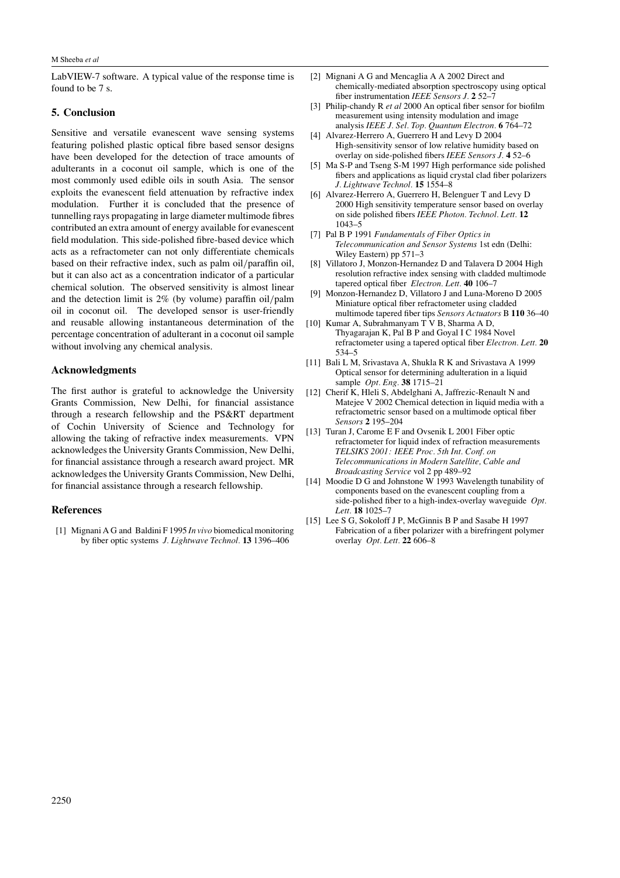LabVIEW-7 software. A typical value of the response time is found to be 7 s.

## 5. Conclusion

Sensitive and versatile evanescent wave sensing systems featuring polished plastic optical fibre based sensor designs have been developed for the detection of trace amounts of adulterants in a coconut oil sample, which is one of the most commonly used edible oils in south Asia. The sensor exploits the evanescent field attenuation by refractive index modulation. Further it is concluded that the presence of tunnelling rays propagating in large diameter multimode fibres contributed an extra amount of energy available for evanescent field modulation. This side-polished fibre-based device which acts as a refractometer can not only differentiate chemicals based on their refractive index, such as palm oil/paraffin oil, but it can also act as a concentration indicator of a particular chemical solution. The observed sensitivity is almost linear and the detection limit is 2% (by volume) paraffin oil/palm oil in coconut oil. The developed sensor is user-friendly and reusable allowing instantaneous determination of the percentage concentration of adulterant in a coconut oil sample without involving any chemical analysis.

## Acknowledgments

The first author is grateful to acknowledge the University Grants Commission, New Delhi, for financial assistance through a research fellowship and the PS&RT department of Cochin University of Science and Technology for allowing the taking of refractive index measurements. VPN acknowledges the University Grants Commission, New Delhi, for financial assistance through a research award project. MR acknowledges the University Grants Commission, New Delhi, for financial assistance through a research fellowship.

## References

[1] Mignani A G and Baldini F 1995 *In vivo* biomedical monitoring by fiber optic systems *J. Lightwave Technol.* **13** 1396–406

[2] Mignani A G and Mencaglia A A 2002 Direct and chemically-mediated absorption spectroscopy using optical fiber instrumentation *IEEE Sensors J.* **2** 52–7

[3] Philip-chandy R *et al* 2000 An optical fiber sensor for biofilm measurement using intensity modulation and image analysis *IEEE J. Sel. Top. Quantum Electron.* **6** 764–72

[4] Alvarez-Herrero A, Guerrero H and Levy D 2004 High-sensitivity sensor of low relative humidity based on overlay on side-polished fibers *IEEE Sensors J.* **4** 52–6

[5] Ma S-P and Tseng S-M 1997 High performance side polished fibers and applications as liquid crystal clad fiber polarizers *J. Lightwave Technol.* **15** 1554–8

[6] Alvarez-Herrero A, Guerrero H, Belenguer T and Levy D 2000 High sensitivity temperature sensor based on overlay on side polished fibers *IEEE Photon. Technol. Lett.* **12** 1043–5

[7] Pal B P 1991 *Fundamentals of Fiber Optics in Telecommunication and Sensor Systems* 1st edn (Delhi: Wiley Eastern) pp 571–3

[8] Villatoro J, Monzon-Hernandez D and Talavera D 2004 High resolution refractive index sensing with cladded multimode tapered optical fiber *Electron. Lett.* **40** 106–7

[9] Monzon-Hernandez D, Villatoro J and Luna-Moreno D 2005 Miniature optical fiber refractometer using cladded multimode tapered fiber tips *Sensors Actuators* B **110** 36–40

[10] Kumar A, Subrahmanyam T V B, Sharma A D, Thyagarajan K, Pal B P and Goyal I C 1984 Novel refractometer using a tapered optical fiber *Electron. Lett.* **20** 534–5

[11] Bali L M, Srivastava A, Shukla R K and Srivastava A 1999 Optical sensor for determining adulteration in a liquid sample *Opt. Eng.* **38** 1715–21

[12] Cherif K, Hleli S, Abdelghani A, Jaffrezic-Renault N and Matejee V 2002 Chemical detection in liquid media with a refractometric sensor based on a multimode optical fiber *Sensors* **2** 195–204

[13] Turan J, Carome E F and Ovsenik L 2001 Fiber optic refractometer for liquid index of refraction measurements *TELSIKS 2001: IEEE Proc. 5th Int. Conf. on Telecommunications in Modern Satellite, Cable and Broadcasting Service* vol 2 pp 489–92

[14] Moodie D G and Johnstone W 1993 Wavelength tunability of components based on the evanescent coupling from a side-polished fiber to a high-index-overlay waveguide *Opt. Lett.* **18** 1025–7

[15] Lee S G, Sokoloff J P, McGinnis B P and Sasabe H 1997 Fabrication of a fiber polarizer with a birefringent polymer overlay *Opt. Lett.* **22** 606–8